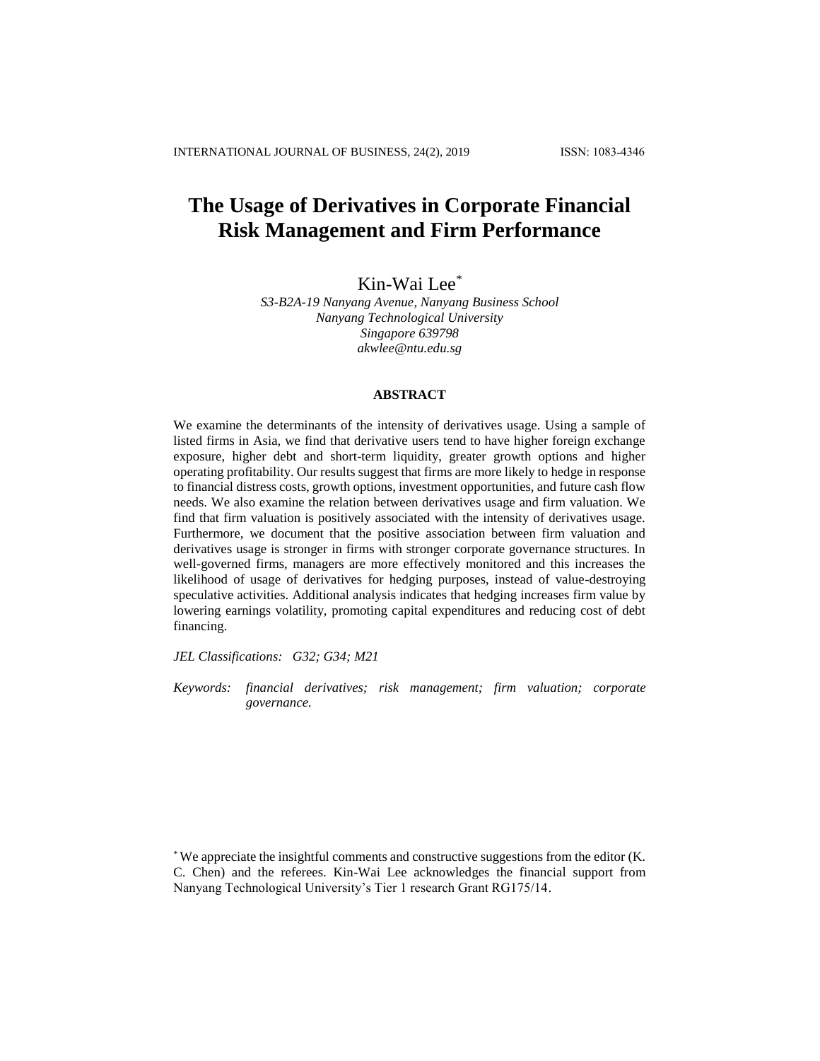# The Usage of Derivatives in Corporate Financial Risk Management and Firm Performance

Kin-Wai Lee[*]

*S3-B2A-19 Nanyang Avenue, Nanyang Business School*
*Nanyang Technological University*
*Singapore 639798*
*akwlee@ntu.edu.sg*

## ABSTRACT

We examine the determinants of the intensity of derivatives usage. Using a sample of listed firms in Asia, we find that derivative users tend to have higher foreign exchange exposure, higher debt and short-term liquidity, greater growth options and higher operating profitability. Our results suggest that firms are more likely to hedge in response to financial distress costs, growth options, investment opportunities, and future cash flow needs. We also examine the relation between derivatives usage and firm valuation. We find that firm valuation is positively associated with the intensity of derivatives usage. Furthermore, we document that the positive association between firm valuation and derivatives usage is stronger in firms with stronger corporate governance structures. In well-governed firms, managers are more effectively monitored and this increases the likelihood of usage of derivatives for hedging purposes, instead of value-destroying speculative activities. Additional analysis indicates that hedging increases firm value by lowering earnings volatility, promoting capital expenditures and reducing cost of debt financing.

*JEL Classifications: G32; G34; M21*

*Keywords: financial derivatives; risk management; firm valuation; corporate governance.*

[*] We appreciate the insightful comments and constructive suggestions from the editor (K. C. Chen) and the referees. Kin-Wai Lee acknowledges the financial support from Nanyang Technological University's Tier 1 research Grant RG175/14.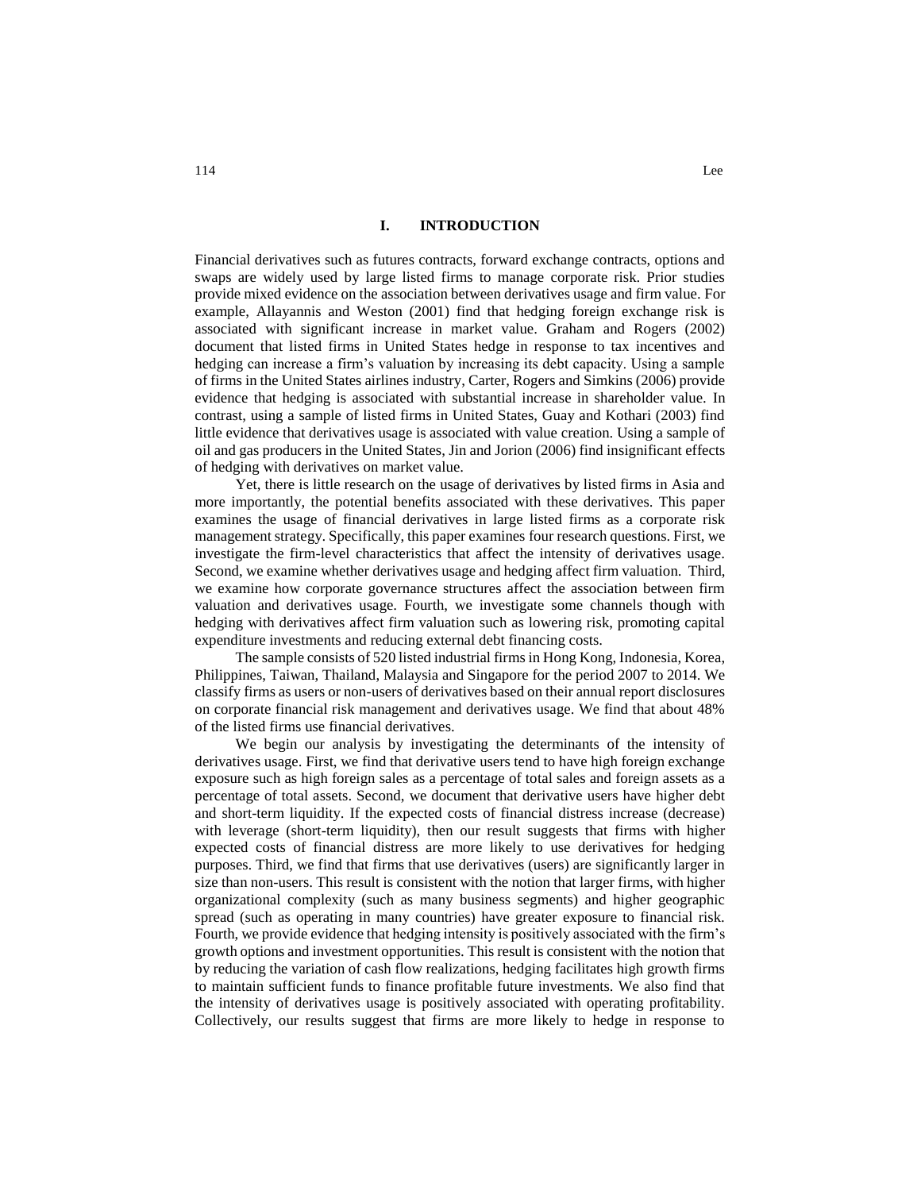## I. INTRODUCTION

Financial derivatives such as futures contracts, forward exchange contracts, options and swaps are widely used by large listed firms to manage corporate risk. Prior studies provide mixed evidence on the association between derivatives usage and firm value. For example, Allayannis and Weston (2001) find that hedging foreign exchange risk is associated with significant increase in market value. Graham and Rogers (2002) document that listed firms in United States hedge in response to tax incentives and hedging can increase a firm's valuation by increasing its debt capacity. Using a sample of firms in the United States airlines industry, Carter, Rogers and Simkins (2006) provide evidence that hedging is associated with substantial increase in shareholder value. In contrast, using a sample of listed firms in United States, Guay and Kothari (2003) find little evidence that derivatives usage is associated with value creation. Using a sample of oil and gas producers in the United States, Jin and Jorion (2006) find insignificant effects of hedging with derivatives on market value.

Yet, there is little research on the usage of derivatives by listed firms in Asia and more importantly, the potential benefits associated with these derivatives. This paper examines the usage of financial derivatives in large listed firms as a corporate risk management strategy. Specifically, this paper examines four research questions. First, we investigate the firm-level characteristics that affect the intensity of derivatives usage. Second, we examine whether derivatives usage and hedging affect firm valuation. Third, we examine how corporate governance structures affect the association between firm valuation and derivatives usage. Fourth, we investigate some channels though with hedging with derivatives affect firm valuation such as lowering risk, promoting capital expenditure investments and reducing external debt financing costs.

The sample consists of 520 listed industrial firms in Hong Kong, Indonesia, Korea, Philippines, Taiwan, Thailand, Malaysia and Singapore for the period 2007 to 2014. We classify firms as users or non-users of derivatives based on their annual report disclosures on corporate financial risk management and derivatives usage. We find that about 48% of the listed firms use financial derivatives.

We begin our analysis by investigating the determinants of the intensity of derivatives usage. First, we find that derivative users tend to have high foreign exchange exposure such as high foreign sales as a percentage of total sales and foreign assets as a percentage of total assets. Second, we document that derivative users have higher debt and short-term liquidity. If the expected costs of financial distress increase (decrease) with leverage (short-term liquidity), then our result suggests that firms with higher expected costs of financial distress are more likely to use derivatives for hedging purposes. Third, we find that firms that use derivatives (users) are significantly larger in size than non-users. This result is consistent with the notion that larger firms, with higher organizational complexity (such as many business segments) and higher geographic spread (such as operating in many countries) have greater exposure to financial risk. Fourth, we provide evidence that hedging intensity is positively associated with the firm's growth options and investment opportunities. This result is consistent with the notion that by reducing the variation of cash flow realizations, hedging facilitates high growth firms to maintain sufficient funds to finance profitable future investments. We also find that the intensity of derivatives usage is positively associated with operating profitability. Collectively, our results suggest that firms are more likely to hedge in response to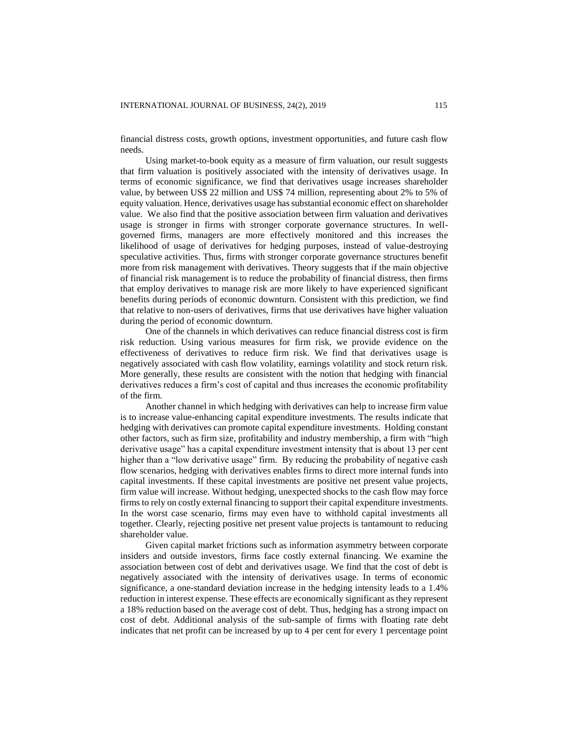financial distress costs, growth options, investment opportunities, and future cash flow needs.

Using market-to-book equity as a measure of firm valuation, our result suggests that firm valuation is positively associated with the intensity of derivatives usage. In terms of economic significance, we find that derivatives usage increases shareholder value, by between US$ 22 million and US$ 74 million, representing about 2% to 5% of equity valuation. Hence, derivatives usage has substantial economic effect on shareholder value. We also find that the positive association between firm valuation and derivatives usage is stronger in firms with stronger corporate governance structures. In well-governed firms, managers are more effectively monitored and this increases the likelihood of usage of derivatives for hedging purposes, instead of value-destroying speculative activities. Thus, firms with stronger corporate governance structures benefit more from risk management with derivatives. Theory suggests that if the main objective of financial risk management is to reduce the probability of financial distress, then firms that employ derivatives to manage risk are more likely to have experienced significant benefits during periods of economic downturn. Consistent with this prediction, we find that relative to non-users of derivatives, firms that use derivatives have higher valuation during the period of economic downturn.

One of the channels in which derivatives can reduce financial distress cost is firm risk reduction. Using various measures for firm risk, we provide evidence on the effectiveness of derivatives to reduce firm risk. We find that derivatives usage is negatively associated with cash flow volatility, earnings volatility and stock return risk. More generally, these results are consistent with the notion that hedging with financial derivatives reduces a firm's cost of capital and thus increases the economic profitability of the firm.

Another channel in which hedging with derivatives can help to increase firm value is to increase value-enhancing capital expenditure investments. The results indicate that hedging with derivatives can promote capital expenditure investments. Holding constant other factors, such as firm size, profitability and industry membership, a firm with "high derivative usage" has a capital expenditure investment intensity that is about 13 per cent higher than a "low derivative usage" firm. By reducing the probability of negative cash flow scenarios, hedging with derivatives enables firms to direct more internal funds into capital investments. If these capital investments are positive net present value projects, firm value will increase. Without hedging, unexpected shocks to the cash flow may force firms to rely on costly external financing to support their capital expenditure investments. In the worst case scenario, firms may even have to withhold capital investments all together. Clearly, rejecting positive net present value projects is tantamount to reducing shareholder value.

Given capital market frictions such as information asymmetry between corporate insiders and outside investors, firms face costly external financing. We examine the association between cost of debt and derivatives usage. We find that the cost of debt is negatively associated with the intensity of derivatives usage. In terms of economic significance, a one-standard deviation increase in the hedging intensity leads to a 1.4% reduction in interest expense. These effects are economically significant as they represent a 18% reduction based on the average cost of debt. Thus, hedging has a strong impact on cost of debt. Additional analysis of the sub-sample of firms with floating rate debt indicates that net profit can be increased by up to 4 per cent for every 1 percentage point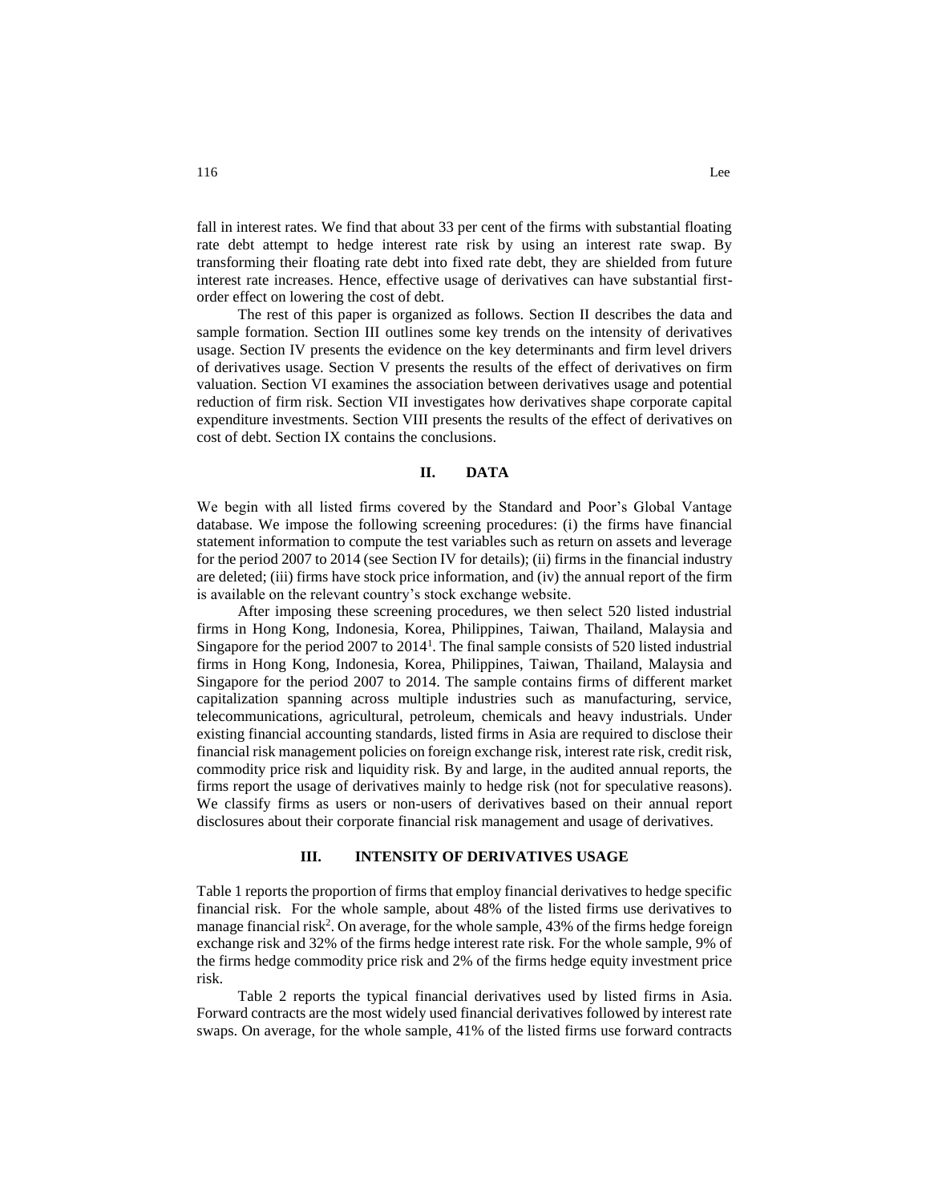fall in interest rates. We find that about 33 per cent of the firms with substantial floating rate debt attempt to hedge interest rate risk by using an interest rate swap. By transforming their floating rate debt into fixed rate debt, they are shielded from future interest rate increases. Hence, effective usage of derivatives can have substantial first-order effect on lowering the cost of debt.

The rest of this paper is organized as follows. Section II describes the data and sample formation. Section III outlines some key trends on the intensity of derivatives usage. Section IV presents the evidence on the key determinants and firm level drivers of derivatives usage. Section V presents the results of the effect of derivatives on firm valuation. Section VI examines the association between derivatives usage and potential reduction of firm risk. Section VII investigates how derivatives shape corporate capital expenditure investments. Section VIII presents the results of the effect of derivatives on cost of debt. Section IX contains the conclusions.

## II. DATA

We begin with all listed firms covered by the Standard and Poor's Global Vantage database. We impose the following screening procedures: (i) the firms have financial statement information to compute the test variables such as return on assets and leverage for the period 2007 to 2014 (see Section IV for details); (ii) firms in the financial industry are deleted; (iii) firms have stock price information, and (iv) the annual report of the firm is available on the relevant country's stock exchange website.

After imposing these screening procedures, we then select 520 listed industrial firms in Hong Kong, Indonesia, Korea, Philippines, Taiwan, Thailand, Malaysia and Singapore for the period 2007 to 2014[1]. The final sample consists of 520 listed industrial firms in Hong Kong, Indonesia, Korea, Philippines, Taiwan, Thailand, Malaysia and Singapore for the period 2007 to 2014. The sample contains firms of different market capitalization spanning across multiple industries such as manufacturing, service, telecommunications, agricultural, petroleum, chemicals and heavy industrials. Under existing financial accounting standards, listed firms in Asia are required to disclose their financial risk management policies on foreign exchange risk, interest rate risk, credit risk, commodity price risk and liquidity risk. By and large, in the audited annual reports, the firms report the usage of derivatives mainly to hedge risk (not for speculative reasons). We classify firms as users or non-users of derivatives based on their annual report disclosures about their corporate financial risk management and usage of derivatives.

## III. INTENSITY OF DERIVATIVES USAGE

Table 1 reports the proportion of firms that employ financial derivatives to hedge specific financial risk. For the whole sample, about 48% of the listed firms use derivatives to manage financial risk[2]. On average, for the whole sample, 43% of the firms hedge foreign exchange risk and 32% of the firms hedge interest rate risk. For the whole sample, 9% of the firms hedge commodity price risk and 2% of the firms hedge equity investment price risk.

Table 2 reports the typical financial derivatives used by listed firms in Asia. Forward contracts are the most widely used financial derivatives followed by interest rate swaps. On average, for the whole sample, 41% of the listed firms use forward contracts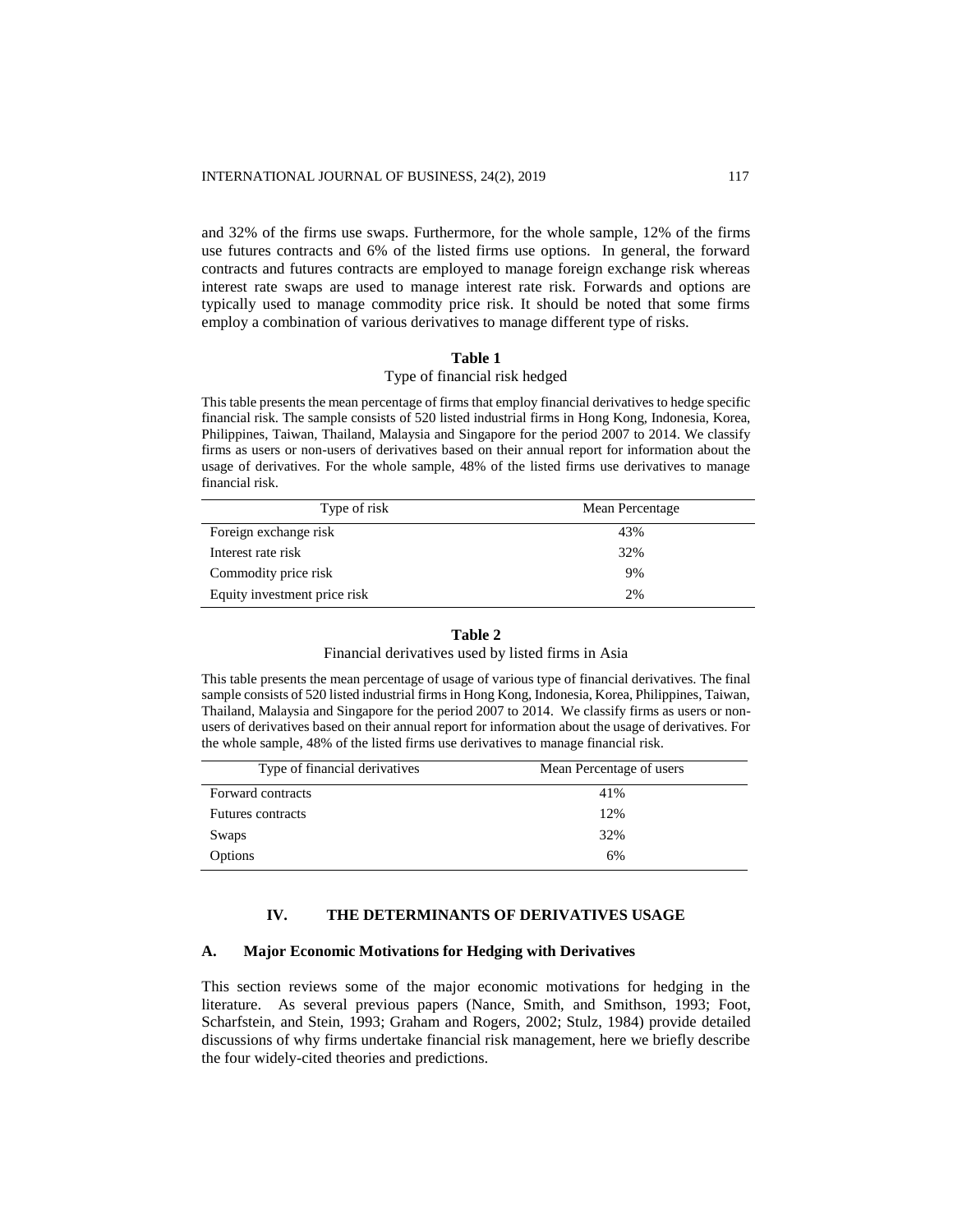and 32% of the firms use swaps. Furthermore, for the whole sample, 12% of the firms use futures contracts and 6% of the listed firms use options. In general, the forward contracts and futures contracts are employed to manage foreign exchange risk whereas interest rate swaps are used to manage interest rate risk. Forwards and options are typically used to manage commodity price risk. It should be noted that some firms employ a combination of various derivatives to manage different type of risks.

**Table 1**

Type of financial risk hedged

This table presents the mean percentage of firms that employ financial derivatives to hedge specific financial risk. The sample consists of 520 listed industrial firms in Hong Kong, Indonesia, Korea, Philippines, Taiwan, Thailand, Malaysia and Singapore for the period 2007 to 2014. We classify firms as users or non-users of derivatives based on their annual report for information about the usage of derivatives. For the whole sample, 48% of the listed firms use derivatives to manage financial risk.

| Type of risk | Mean Percentage |
|---|---|
| Foreign exchange risk | 43% |
| Interest rate risk | 32% |
| Commodity price risk | 9% |
| Equity investment price risk | 2% |

**Table 2**

Financial derivatives used by listed firms in Asia

This table presents the mean percentage of usage of various type of financial derivatives. The final sample consists of 520 listed industrial firms in Hong Kong, Indonesia, Korea, Philippines, Taiwan, Thailand, Malaysia and Singapore for the period 2007 to 2014. We classify firms as users or non-users of derivatives based on their annual report for information about the usage of derivatives. For the whole sample, 48% of the listed firms use derivatives to manage financial risk.

| Type of financial derivatives | Mean Percentage of users |
|---|---|
| Forward contracts | 41% |
| Futures contracts | 12% |
| Swaps | 32% |
| Options | 6% |

## IV. THE DETERMINANTS OF DERIVATIVES USAGE

### A. Major Economic Motivations for Hedging with Derivatives

This section reviews some of the major economic motivations for hedging in the literature. As several previous papers (Nance, Smith, and Smithson, 1993; Foot, Scharfstein, and Stein, 1993; Graham and Rogers, 2002; Stulz, 1984) provide detailed discussions of why firms undertake financial risk management, here we briefly describe the four widely-cited theories and predictions.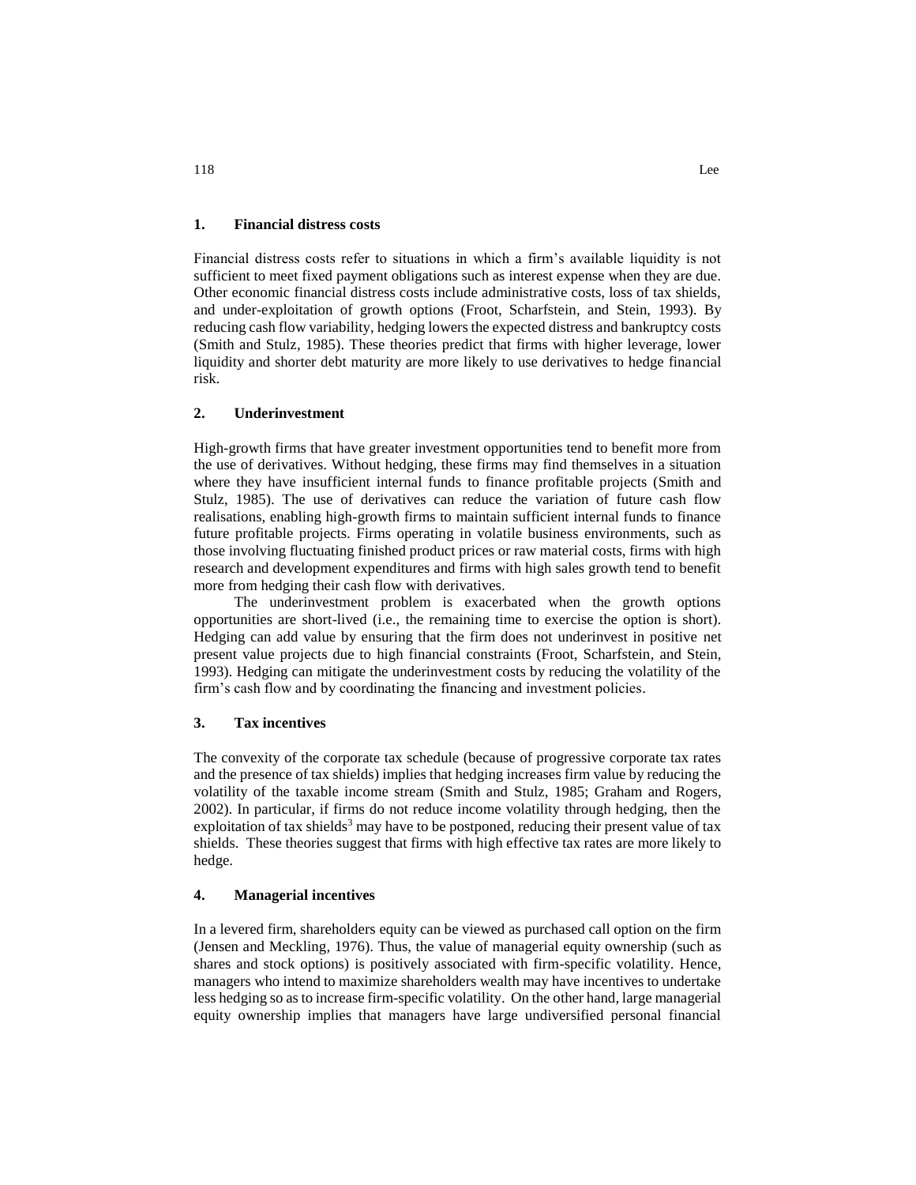### 1. Financial distress costs

Financial distress costs refer to situations in which a firm's available liquidity is not sufficient to meet fixed payment obligations such as interest expense when they are due. Other economic financial distress costs include administrative costs, loss of tax shields, and under-exploitation of growth options (Froot, Scharfstein, and Stein, 1993). By reducing cash flow variability, hedging lowers the expected distress and bankruptcy costs (Smith and Stulz, 1985). These theories predict that firms with higher leverage, lower liquidity and shorter debt maturity are more likely to use derivatives to hedge financial risk.

### 2. Underinvestment

High-growth firms that have greater investment opportunities tend to benefit more from the use of derivatives. Without hedging, these firms may find themselves in a situation where they have insufficient internal funds to finance profitable projects (Smith and Stulz, 1985). The use of derivatives can reduce the variation of future cash flow realisations, enabling high-growth firms to maintain sufficient internal funds to finance future profitable projects. Firms operating in volatile business environments, such as those involving fluctuating finished product prices or raw material costs, firms with high research and development expenditures and firms with high sales growth tend to benefit more from hedging their cash flow with derivatives.

The underinvestment problem is exacerbated when the growth options opportunities are short-lived (i.e., the remaining time to exercise the option is short). Hedging can add value by ensuring that the firm does not underinvest in positive net present value projects due to high financial constraints (Froot, Scharfstein, and Stein, 1993). Hedging can mitigate the underinvestment costs by reducing the volatility of the firm's cash flow and by coordinating the financing and investment policies.

### 3. Tax incentives

The convexity of the corporate tax schedule (because of progressive corporate tax rates and the presence of tax shields) implies that hedging increases firm value by reducing the volatility of the taxable income stream (Smith and Stulz, 1985; Graham and Rogers, 2002). In particular, if firms do not reduce income volatility through hedging, then the exploitation of tax shields[3] may have to be postponed, reducing their present value of tax shields. These theories suggest that firms with high effective tax rates are more likely to hedge.

### 4. Managerial incentives

In a levered firm, shareholders equity can be viewed as purchased call option on the firm (Jensen and Meckling, 1976). Thus, the value of managerial equity ownership (such as shares and stock options) is positively associated with firm-specific volatility. Hence, managers who intend to maximize shareholders wealth may have incentives to undertake less hedging so as to increase firm-specific volatility. On the other hand, large managerial equity ownership implies that managers have large undiversified personal financial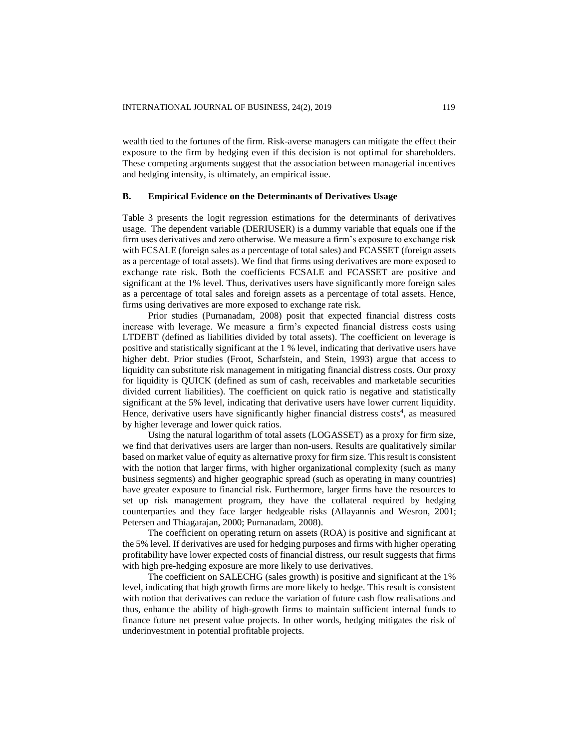wealth tied to the fortunes of the firm. Risk-averse managers can mitigate the effect their exposure to the firm by hedging even if this decision is not optimal for shareholders. These competing arguments suggest that the association between managerial incentives and hedging intensity, is ultimately, an empirical issue.

### B. Empirical Evidence on the Determinants of Derivatives Usage

Table 3 presents the logit regression estimations for the determinants of derivatives usage. The dependent variable (DERIUSER) is a dummy variable that equals one if the firm uses derivatives and zero otherwise. We measure a firm's exposure to exchange risk with FCSALE (foreign sales as a percentage of total sales) and FCASSET (foreign assets as a percentage of total assets). We find that firms using derivatives are more exposed to exchange rate risk. Both the coefficients FCSALE and FCASSET are positive and significant at the 1% level. Thus, derivatives users have significantly more foreign sales as a percentage of total sales and foreign assets as a percentage of total assets. Hence, firms using derivatives are more exposed to exchange rate risk.

Prior studies (Purnanadam, 2008) posit that expected financial distress costs increase with leverage. We measure a firm's expected financial distress costs using LTDEBT (defined as liabilities divided by total assets). The coefficient on leverage is positive and statistically significant at the 1 % level, indicating that derivative users have higher debt. Prior studies (Froot, Scharfstein, and Stein, 1993) argue that access to liquidity can substitute risk management in mitigating financial distress costs. Our proxy for liquidity is QUICK (defined as sum of cash, receivables and marketable securities divided current liabilities). The coefficient on quick ratio is negative and statistically significant at the 5% level, indicating that derivative users have lower current liquidity. Hence, derivative users have significantly higher financial distress costs[4], as measured by higher leverage and lower quick ratios.

Using the natural logarithm of total assets (LOGASSET) as a proxy for firm size, we find that derivatives users are larger than non-users. Results are qualitatively similar based on market value of equity as alternative proxy for firm size. This result is consistent with the notion that larger firms, with higher organizational complexity (such as many business segments) and higher geographic spread (such as operating in many countries) have greater exposure to financial risk. Furthermore, larger firms have the resources to set up risk management program, they have the collateral required by hedging counterparties and they face larger hedgeable risks (Allayannis and Wesron, 2001; Petersen and Thiagarajan, 2000; Purnanadam, 2008).

The coefficient on operating return on assets (ROA) is positive and significant at the 5% level. If derivatives are used for hedging purposes and firms with higher operating profitability have lower expected costs of financial distress, our result suggests that firms with high pre-hedging exposure are more likely to use derivatives.

The coefficient on SALECHG (sales growth) is positive and significant at the 1% level, indicating that high growth firms are more likely to hedge. This result is consistent with notion that derivatives can reduce the variation of future cash flow realisations and thus, enhance the ability of high-growth firms to maintain sufficient internal funds to finance future net present value projects. In other words, hedging mitigates the risk of underinvestment in potential profitable projects.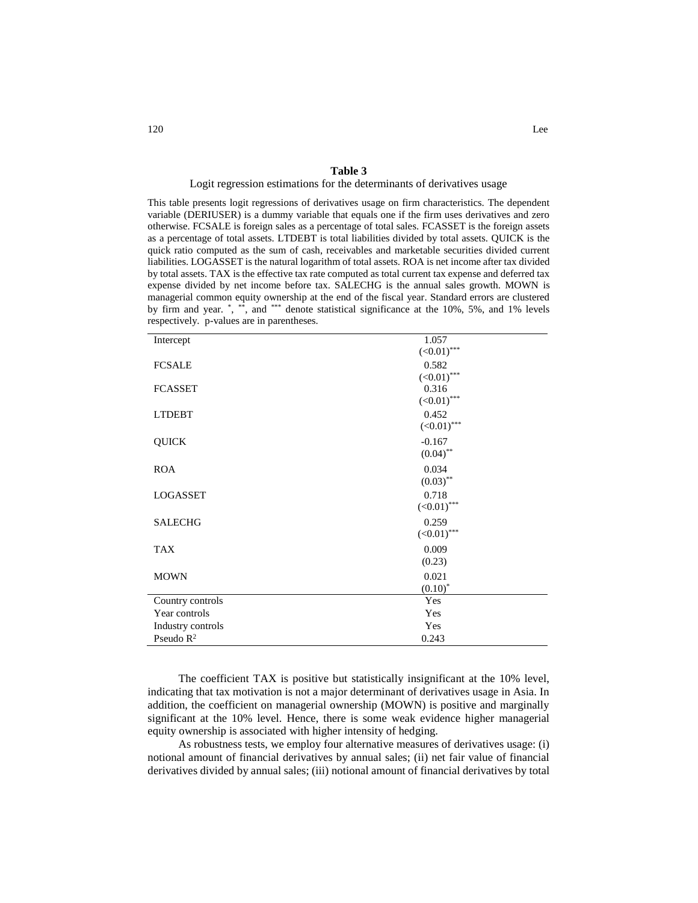**Table 3**

Logit regression estimations for the determinants of derivatives usage

This table presents logit regressions of derivatives usage on firm characteristics. The dependent variable (DERIUSER) is a dummy variable that equals one if the firm uses derivatives and zero otherwise. FCSALE is foreign sales as a percentage of total sales. FCASSET is the foreign assets as a percentage of total assets. LTDEBT is total liabilities divided by total assets. QUICK is the quick ratio computed as the sum of cash, receivables and marketable securities divided current liabilities. LOGASSET is the natural logarithm of total assets. ROA is net income after tax divided by total assets. TAX is the effective tax rate computed as total current tax expense and deferred tax expense divided by net income before tax. SALECHG is the annual sales growth. MOWN is managerial common equity ownership at the end of the fiscal year. Standard errors are clustered by firm and year. *, **, and *** denote statistical significance at the 10%, 5%, and 1% levels respectively. p-values are in parentheses.

| | |
|---|---|
| Intercept | 1.057<br>(<0.01)*** |
| FCSALE | 0.582<br>(<0.01)*** |
| FCASSET | 0.316<br>(<0.01)*** |
| LTDEBT | 0.452<br>(<0.01)*** |
| QUICK | -0.167<br>(0.04)** |
| ROA | 0.034<br>(0.03)** |
| LOGASSET | 0.718<br>(<0.01)*** |
| SALECHG | 0.259<br>(<0.01)*** |
| TAX | 0.009<br>(0.23) |
| MOWN | 0.021<br>(0.10)* |
| Country controls | Yes |
| Year controls | Yes |
| Industry controls | Yes |
| Pseudo $R^2$ | 0.243 |

The coefficient TAX is positive but statistically insignificant at the 10% level, indicating that tax motivation is not a major determinant of derivatives usage in Asia. In addition, the coefficient on managerial ownership (MOWN) is positive and marginally significant at the 10% level. Hence, there is some weak evidence higher managerial equity ownership is associated with higher intensity of hedging.

As robustness tests, we employ four alternative measures of derivatives usage: (i) notional amount of financial derivatives by annual sales; (ii) net fair value of financial derivatives divided by annual sales; (iii) notional amount of financial derivatives by total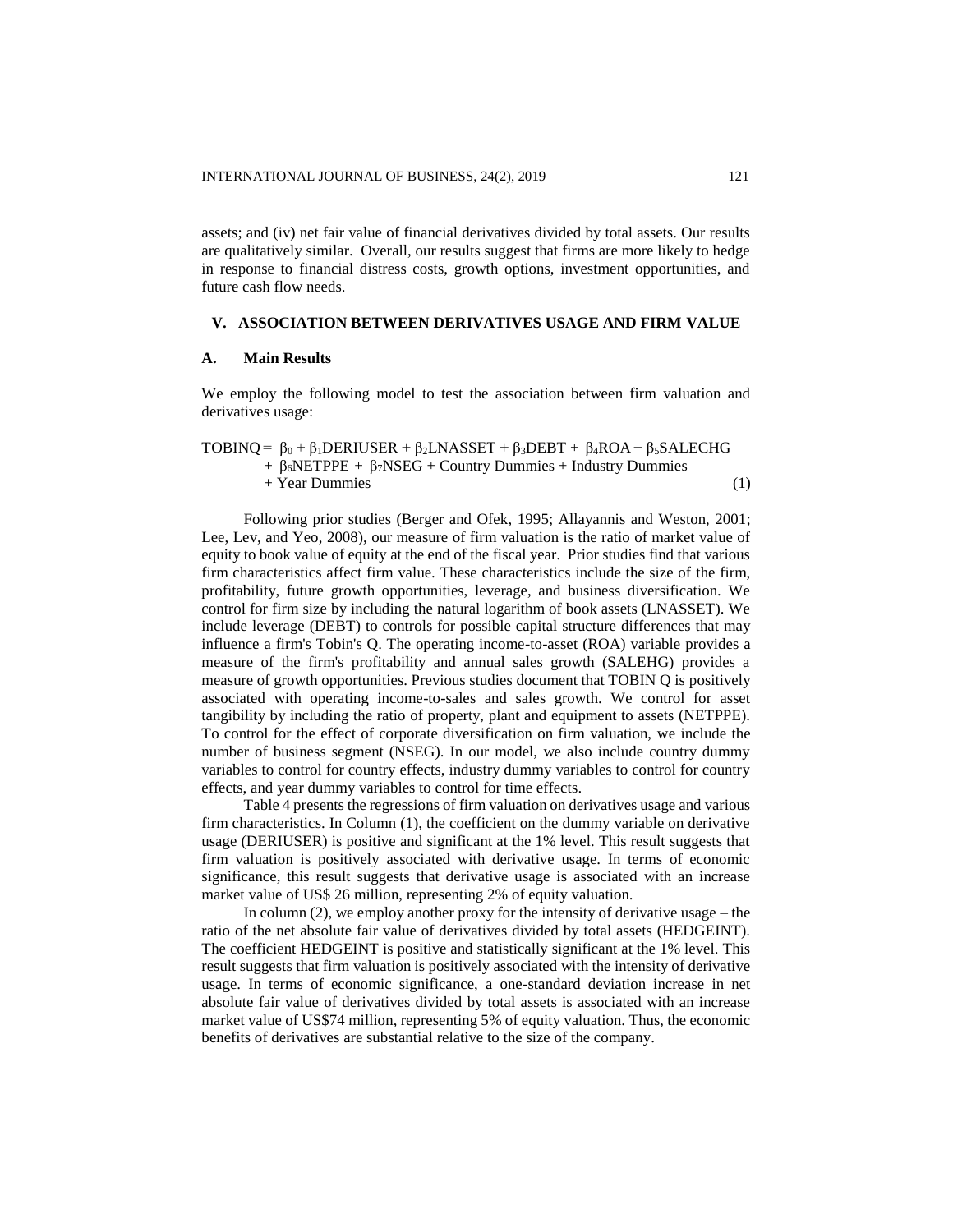assets; and (iv) net fair value of financial derivatives divided by total assets. Our results are qualitatively similar. Overall, our results suggest that firms are more likely to hedge in response to financial distress costs, growth options, investment opportunities, and future cash flow needs.

## V. ASSOCIATION BETWEEN DERIVATIVES USAGE AND FIRM VALUE

### A. Main Results

We employ the following model to test the association between firm valuation and derivatives usage:

$$\begin{aligned} TOBINQ = \; & \beta_0 + \beta_1 DERIUSER + \beta_2 LNASSET + \beta_3 DEBT + \beta_4 ROA + \beta_5 SALECHG \\ & + \beta_6 NETPPE + \beta_7 NSEG + \text{Country Dummies} + \text{Industry Dummies} \\ & + \text{Year Dummies} \qquad (1) \end{aligned}$$

Following prior studies (Berger and Ofek, 1995; Allayannis and Weston, 2001; Lee, Lev, and Yeo, 2008), our measure of firm valuation is the ratio of market value of equity to book value of equity at the end of the fiscal year. Prior studies find that various firm characteristics affect firm value. These characteristics include the size of the firm, profitability, future growth opportunities, leverage, and business diversification. We control for firm size by including the natural logarithm of book assets (LNASSET). We include leverage (DEBT) to controls for possible capital structure differences that may influence a firm's Tobin's Q. The operating income-to-asset (ROA) variable provides a measure of the firm's profitability and annual sales growth (SALEHG) provides a measure of growth opportunities. Previous studies document that TOBIN Q is positively associated with operating income-to-sales and sales growth. We control for asset tangibility by including the ratio of property, plant and equipment to assets (NETPPE). To control for the effect of corporate diversification on firm valuation, we include the number of business segment (NSEG). In our model, we also include country dummy variables to control for country effects, industry dummy variables to control for country effects, and year dummy variables to control for time effects.

Table 4 presents the regressions of firm valuation on derivatives usage and various firm characteristics. In Column (1), the coefficient on the dummy variable on derivative usage (DERIUSER) is positive and significant at the 1% level. This result suggests that firm valuation is positively associated with derivative usage. In terms of economic significance, this result suggests that derivative usage is associated with an increase market value of US$ 26 million, representing 2% of equity valuation.

In column (2), we employ another proxy for the intensity of derivative usage – the ratio of the net absolute fair value of derivatives divided by total assets (HEDGEINT). The coefficient HEDGEINT is positive and statistically significant at the 1% level. This result suggests that firm valuation is positively associated with the intensity of derivative usage. In terms of economic significance, a one-standard deviation increase in net absolute fair value of derivatives divided by total assets is associated with an increase market value of US$74 million, representing 5% of equity valuation. Thus, the economic benefits of derivatives are substantial relative to the size of the company.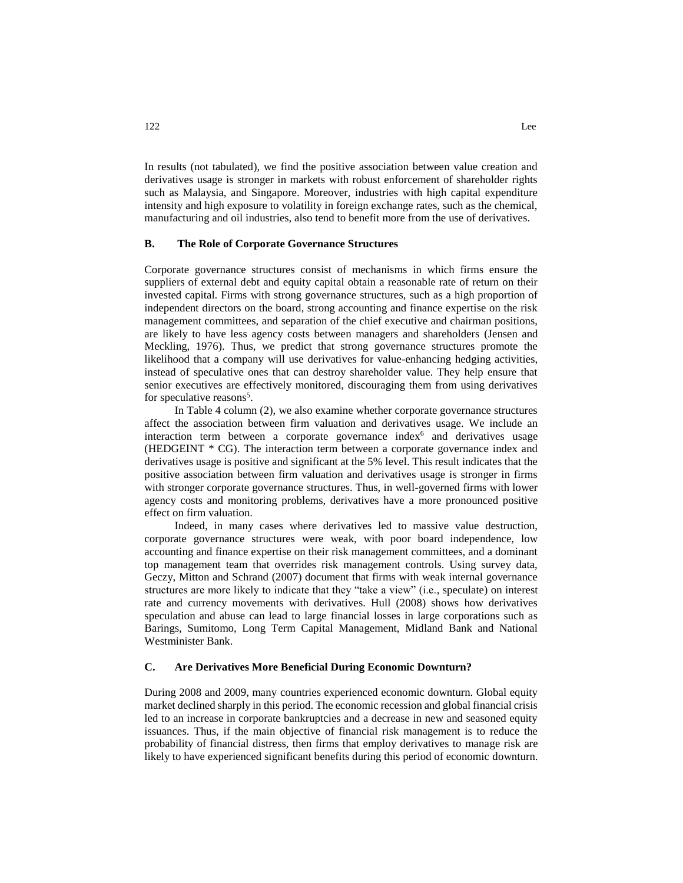In results (not tabulated), we find the positive association between value creation and derivatives usage is stronger in markets with robust enforcement of shareholder rights such as Malaysia, and Singapore. Moreover, industries with high capital expenditure intensity and high exposure to volatility in foreign exchange rates, such as the chemical, manufacturing and oil industries, also tend to benefit more from the use of derivatives.

### B. The Role of Corporate Governance Structures

Corporate governance structures consist of mechanisms in which firms ensure the suppliers of external debt and equity capital obtain a reasonable rate of return on their invested capital. Firms with strong governance structures, such as a high proportion of independent directors on the board, strong accounting and finance expertise on the risk management committees, and separation of the chief executive and chairman positions, are likely to have less agency costs between managers and shareholders (Jensen and Meckling, 1976). Thus, we predict that strong governance structures promote the likelihood that a company will use derivatives for value-enhancing hedging activities, instead of speculative ones that can destroy shareholder value. They help ensure that senior executives are effectively monitored, discouraging them from using derivatives for speculative reasons[5].

In Table 4 column (2), we also examine whether corporate governance structures affect the association between firm valuation and derivatives usage. We include an interaction term between a corporate governance index[6] and derivatives usage (HEDGEINT * CG). The interaction term between a corporate governance index and derivatives usage is positive and significant at the 5% level. This result indicates that the positive association between firm valuation and derivatives usage is stronger in firms with stronger corporate governance structures. Thus, in well-governed firms with lower agency costs and monitoring problems, derivatives have a more pronounced positive effect on firm valuation.

Indeed, in many cases where derivatives led to massive value destruction, corporate governance structures were weak, with poor board independence, low accounting and finance expertise on their risk management committees, and a dominant top management team that overrides risk management controls. Using survey data, Geczy, Mitton and Schrand (2007) document that firms with weak internal governance structures are more likely to indicate that they "take a view" (i.e., speculate) on interest rate and currency movements with derivatives. Hull (2008) shows how derivatives speculation and abuse can lead to large financial losses in large corporations such as Barings, Sumitomo, Long Term Capital Management, Midland Bank and National Westminister Bank.

### C. Are Derivatives More Beneficial During Economic Downturn?

During 2008 and 2009, many countries experienced economic downturn. Global equity market declined sharply in this period. The economic recession and global financial crisis led to an increase in corporate bankruptcies and a decrease in new and seasoned equity issuances. Thus, if the main objective of financial risk management is to reduce the probability of financial distress, then firms that employ derivatives to manage risk are likely to have experienced significant benefits during this period of economic downturn.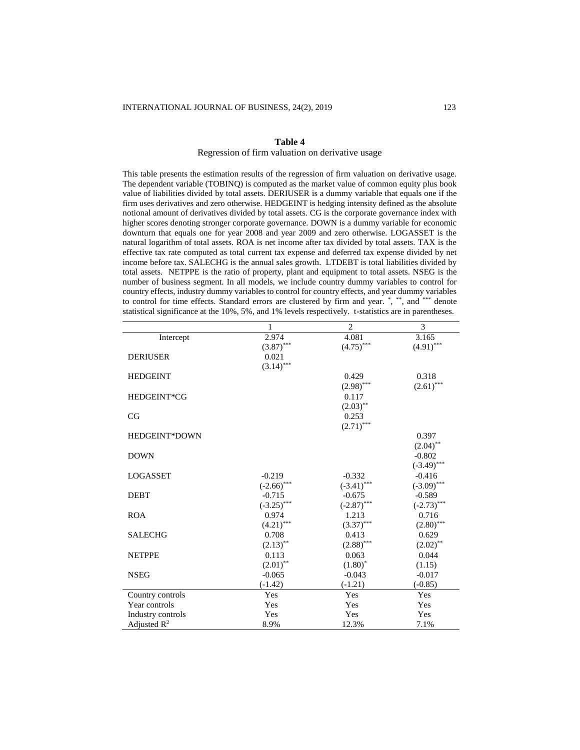**Table 4**

Regression of firm valuation on derivative usage

This table presents the estimation results of the regression of firm valuation on derivative usage. The dependent variable (TOBINQ) is computed as the market value of common equity plus book value of liabilities divided by total assets. DERIUSER is a dummy variable that equals one if the firm uses derivatives and zero otherwise. HEDGEINT is hedging intensity defined as the absolute notional amount of derivatives divided by total assets. CG is the corporate governance index with higher scores denoting stronger corporate governance. DOWN is a dummy variable for economic downturn that equals one for year 2008 and year 2009 and zero otherwise. LOGASSET is the natural logarithm of total assets. ROA is net income after tax divided by total assets. TAX is the effective tax rate computed as total current tax expense and deferred tax expense divided by net income before tax. SALECHG is the annual sales growth. LTDEBT is total liabilities divided by total assets. NETPPE is the ratio of property, plant and equipment to total assets. NSEG is the number of business segment. In all models, we include country dummy variables to control for country effects, industry dummy variables to control for country effects, and year dummy variables to control for time effects. Standard errors are clustered by firm and year. *, **, and *** denote statistical significance at the 10%, 5%, and 1% levels respectively. t-statistics are in parentheses.

| | 1 | 2 | 3 |
|---|---|---|---|
| Intercept | 2.974 | 4.081 | 3.165 |
| | (3.87)*** | (4.75)*** | (4.91)*** |
| DERIUSER | 0.021 | | |
| | (3.14)*** | | |
| HEDGEINT | | 0.429 | 0.318 |
| | | (2.98)*** | (2.61)*** |
| HEDGEINT*CG | | 0.117 | |
| | | (2.03)** | |
| CG | | 0.253 | |
| | | (2.71)*** | |
| HEDGEINT*DOWN | | | 0.397 |
| | | | (2.04)** |
| DOWN | | | -0.802 |
| | | | (-3.49)*** |
| LOGASSET | -0.219 | -0.332 | -0.416 |
| | (-2.66)*** | (-3.41)*** | (-3.09)*** |
| DEBT | -0.715 | -0.675 | -0.589 |
| | (-3.25)*** | (-2.87)*** | (-2.73)*** |
| ROA | 0.974 | 1.213 | 0.716 |
| | (4.21)*** | (3.37)*** | (2.80)*** |
| SALECHG | 0.708 | 0.413 | 0.629 |
| | (2.13)** | (2.88)*** | (2.02)** |
| NETPPE | 0.113 | 0.063 | 0.044 |
| | (2.01)** | (1.80)* | (1.15) |
| NSEG | -0.065 | -0.043 | -0.017 |
| | (-1.42) | (-1.21) | (-0.85) |
| Country controls | Yes | Yes | Yes |
| Year controls | Yes | Yes | Yes |
| Industry controls | Yes | Yes | Yes |
| Adjusted $R^2$ | 8.9% | 12.3% | 7.1% |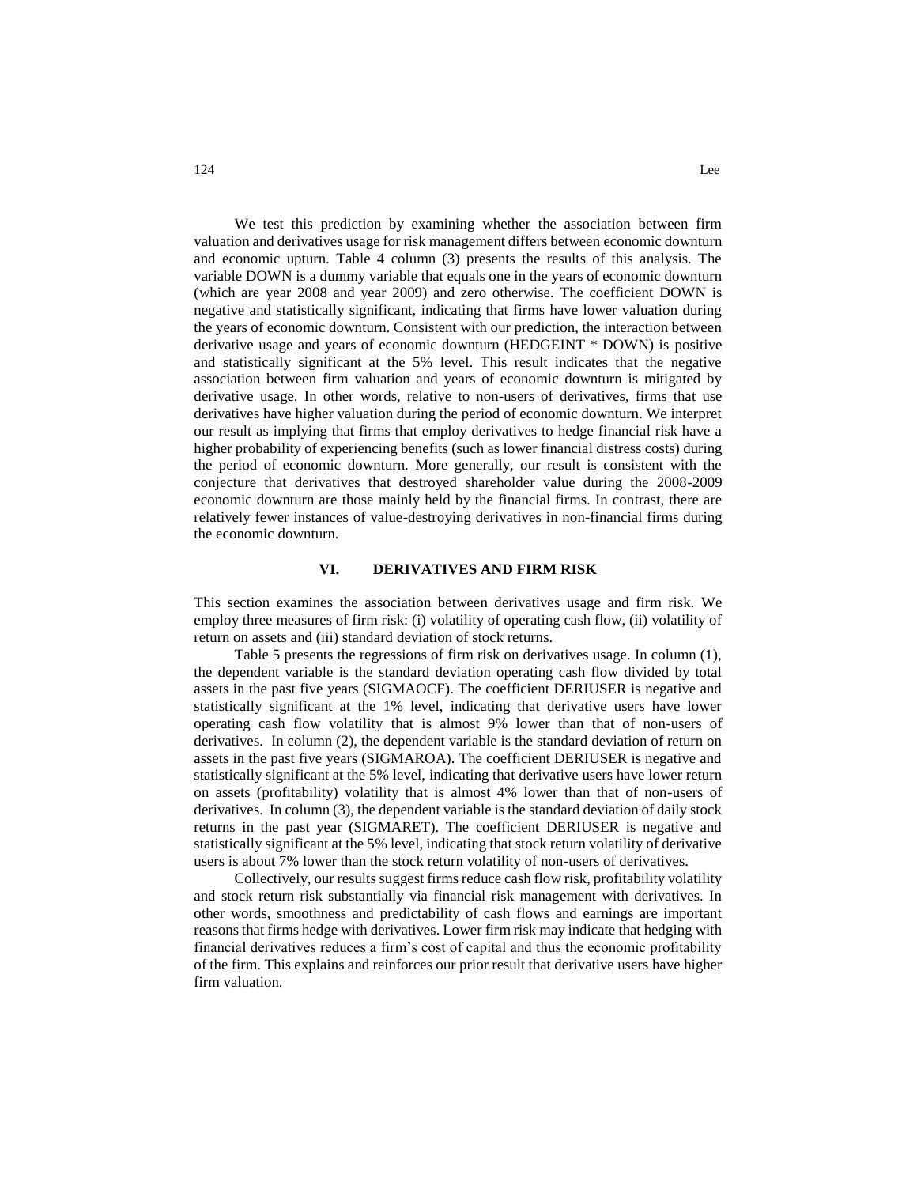We test this prediction by examining whether the association between firm valuation and derivatives usage for risk management differs between economic downturn and economic upturn. Table 4 column (3) presents the results of this analysis. The variable DOWN is a dummy variable that equals one in the years of economic downturn (which are year 2008 and year 2009) and zero otherwise. The coefficient DOWN is negative and statistically significant, indicating that firms have lower valuation during the years of economic downturn. Consistent with our prediction, the interaction between derivative usage and years of economic downturn (HEDGEINT * DOWN) is positive and statistically significant at the 5% level. This result indicates that the negative association between firm valuation and years of economic downturn is mitigated by derivative usage. In other words, relative to non-users of derivatives, firms that use derivatives have higher valuation during the period of economic downturn. We interpret our result as implying that firms that employ derivatives to hedge financial risk have a higher probability of experiencing benefits (such as lower financial distress costs) during the period of economic downturn. More generally, our result is consistent with the conjecture that derivatives that destroyed shareholder value during the 2008-2009 economic downturn are those mainly held by the financial firms. In contrast, there are relatively fewer instances of value-destroying derivatives in non-financial firms during the economic downturn.

## VI. DERIVATIVES AND FIRM RISK

This section examines the association between derivatives usage and firm risk. We employ three measures of firm risk: (i) volatility of operating cash flow, (ii) volatility of return on assets and (iii) standard deviation of stock returns.

Table 5 presents the regressions of firm risk on derivatives usage. In column (1), the dependent variable is the standard deviation operating cash flow divided by total assets in the past five years (SIGMAOCF). The coefficient DERIUSER is negative and statistically significant at the 1% level, indicating that derivative users have lower operating cash flow volatility that is almost 9% lower than that of non-users of derivatives. In column (2), the dependent variable is the standard deviation of return on assets in the past five years (SIGMAROA). The coefficient DERIUSER is negative and statistically significant at the 5% level, indicating that derivative users have lower return on assets (profitability) volatility that is almost 4% lower than that of non-users of derivatives. In column (3), the dependent variable is the standard deviation of daily stock returns in the past year (SIGMARET). The coefficient DERIUSER is negative and statistically significant at the 5% level, indicating that stock return volatility of derivative users is about 7% lower than the stock return volatility of non-users of derivatives.

Collectively, our results suggest firms reduce cash flow risk, profitability volatility and stock return risk substantially via financial risk management with derivatives. In other words, smoothness and predictability of cash flows and earnings are important reasons that firms hedge with derivatives. Lower firm risk may indicate that hedging with financial derivatives reduces a firm's cost of capital and thus the economic profitability of the firm. This explains and reinforces our prior result that derivative users have higher firm valuation.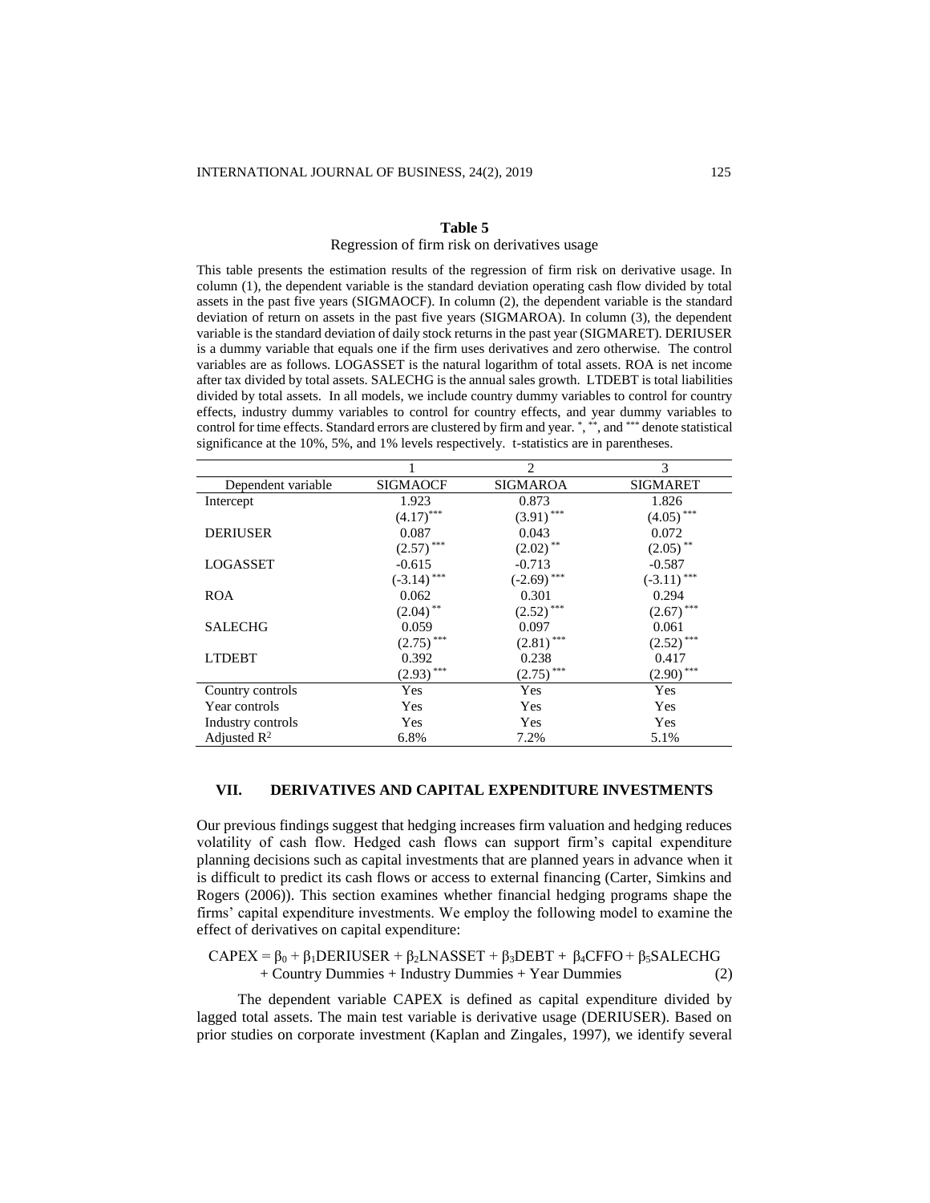**Table 5**

Regression of firm risk on derivatives usage

This table presents the estimation results of the regression of firm risk on derivative usage. In column (1), the dependent variable is the standard deviation operating cash flow divided by total assets in the past five years (SIGMAOCF). In column (2), the dependent variable is the standard deviation of return on assets in the past five years (SIGMAROA). In column (3), the dependent variable is the standard deviation of daily stock returns in the past year (SIGMARET). DERIUSER is a dummy variable that equals one if the firm uses derivatives and zero otherwise. The control variables are as follows. LOGASSET is the natural logarithm of total assets. ROA is net income after tax divided by total assets. SALECHG is the annual sales growth. LTDEBT is total liabilities divided by total assets. In all models, we include country dummy variables to control for country effects, industry dummy variables to control for country effects, and year dummy variables to control for time effects. Standard errors are clustered by firm and year. *, **, and *** denote statistical significance at the 10%, 5%, and 1% levels respectively. t-statistics are in parentheses.

| | 1 | 2 | 3 |
|---|---|---|---|
| Dependent variable | SIGMAOCF | SIGMAROA | SIGMARET |
| Intercept | 1.923 | 0.873 | 1.826 |
| | (4.17)*** | (3.91)*** | (4.05)*** |
| DERIUSER | 0.087 | 0.043 | 0.072 |
| | (2.57)*** | (2.02)** | (2.05)** |
| LOGASSET | -0.615 | -0.713 | -0.587 |
| | (-3.14)*** | (-2.69)*** | (-3.11)*** |
| ROA | 0.062 | 0.301 | 0.294 |
| | (2.04)** | (2.52)*** | (2.67)*** |
| SALECHG | 0.059 | 0.097 | 0.061 |
| | (2.75)*** | (2.81)*** | (2.52)*** |
| LTDEBT | 0.392 | 0.238 | 0.417 |
| | (2.93)*** | (2.75)*** | (2.90)*** |
| Country controls | Yes | Yes | Yes |
| Year controls | Yes | Yes | Yes |
| Industry controls | Yes | Yes | Yes |
| Adjusted $R^2$ | 6.8% | 7.2% | 5.1% |

## VII. DERIVATIVES AND CAPITAL EXPENDITURE INVESTMENTS

Our previous findings suggest that hedging increases firm valuation and hedging reduces volatility of cash flow. Hedged cash flows can support firm's capital expenditure planning decisions such as capital investments that are planned years in advance when it is difficult to predict its cash flows or access to external financing (Carter, Simkins and Rogers (2006)). This section examines whether financial hedging programs shape the firms' capital expenditure investments. We employ the following model to examine the effect of derivatives on capital expenditure:

$$CAPEX = \beta_0 + \beta_1 DERIUSER + \beta_2 LNASSET + \beta_3 DEBT + \beta_4 CFFO + \beta_5 SALECHG + \text{Country Dummies} + \text{Industry Dummies} + \text{Year Dummies} \quad (2)$$

The dependent variable CAPEX is defined as capital expenditure divided by lagged total assets. The main test variable is derivative usage (DERIUSER). Based on prior studies on corporate investment (Kaplan and Zingales, 1997), we identify several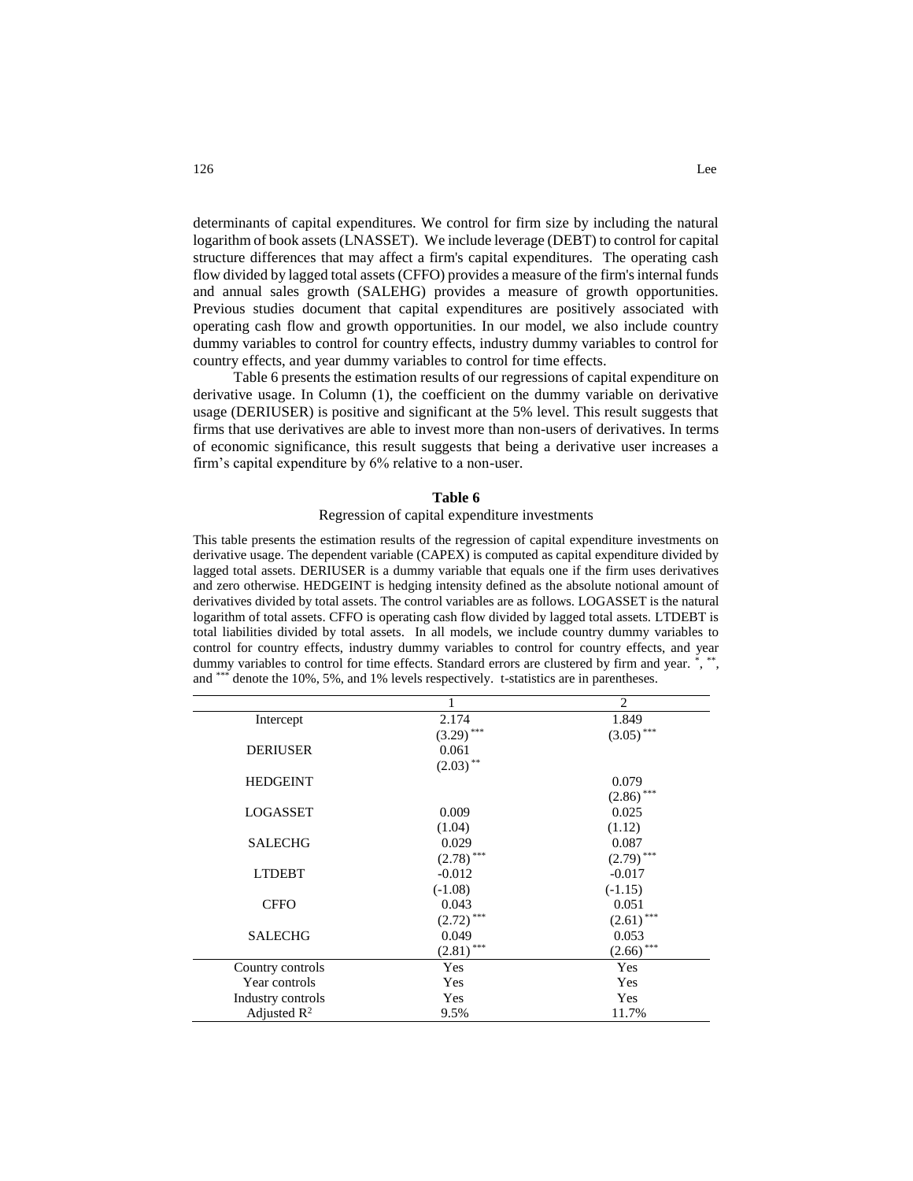determinants of capital expenditures. We control for firm size by including the natural logarithm of book assets (LNASSET). We include leverage (DEBT) to control for capital structure differences that may affect a firm's capital expenditures. The operating cash flow divided by lagged total assets (CFFO) provides a measure of the firm's internal funds and annual sales growth (SALEHG) provides a measure of growth opportunities. Previous studies document that capital expenditures are positively associated with operating cash flow and growth opportunities. In our model, we also include country dummy variables to control for country effects, industry dummy variables to control for country effects, and year dummy variables to control for time effects.

Table 6 presents the estimation results of our regressions of capital expenditure on derivative usage. In Column (1), the coefficient on the dummy variable on derivative usage (DERIUSER) is positive and significant at the 5% level. This result suggests that firms that use derivatives are able to invest more than non-users of derivatives. In terms of economic significance, this result suggests that being a derivative user increases a firm's capital expenditure by 6% relative to a non-user.

**Table 6**

Regression of capital expenditure investments

This table presents the estimation results of the regression of capital expenditure investments on derivative usage. The dependent variable (CAPEX) is computed as capital expenditure divided by lagged total assets. DERIUSER is a dummy variable that equals one if the firm uses derivatives and zero otherwise. HEDGEINT is hedging intensity defined as the absolute notional amount of derivatives divided by total assets. The control variables are as follows. LOGASSET is the natural logarithm of total assets. CFFO is operating cash flow divided by lagged total assets. LTDEBT is total liabilities divided by total assets. In all models, we include country dummy variables to control for country effects, industry dummy variables to control for country effects, and year dummy variables to control for time effects. Standard errors are clustered by firm and year. *, **, and *** denote the 10%, 5%, and 1% levels respectively. t-statistics are in parentheses.

| | 1 | 2 |
|---|---|---|
| Intercept | 2.174 | 1.849 |
| | (3.29) *** | (3.05) *** |
| DERIUSER | 0.061 | |
| | (2.03) ** | |
| HEDGEINT | | 0.079 |
| | | (2.86) *** |
| LOGASSET | 0.009 | 0.025 |
| | (1.04) | (1.12) |
| SALECHG | 0.029 | 0.087 |
| | (2.78) *** | (2.79) *** |
| LTDEBT | -0.012 | -0.017 |
| | (-1.08) | (-1.15) |
| CFFO | 0.043 | 0.051 |
| | (2.72) *** | (2.61) *** |
| SALECHG | 0.049 | 0.053 |
| | (2.81) *** | (2.66) *** |
| Country controls | Yes | Yes |
| Year controls | Yes | Yes |
| Industry controls | Yes | Yes |
| Adjusted $R^2$ | 9.5% | 11.7% |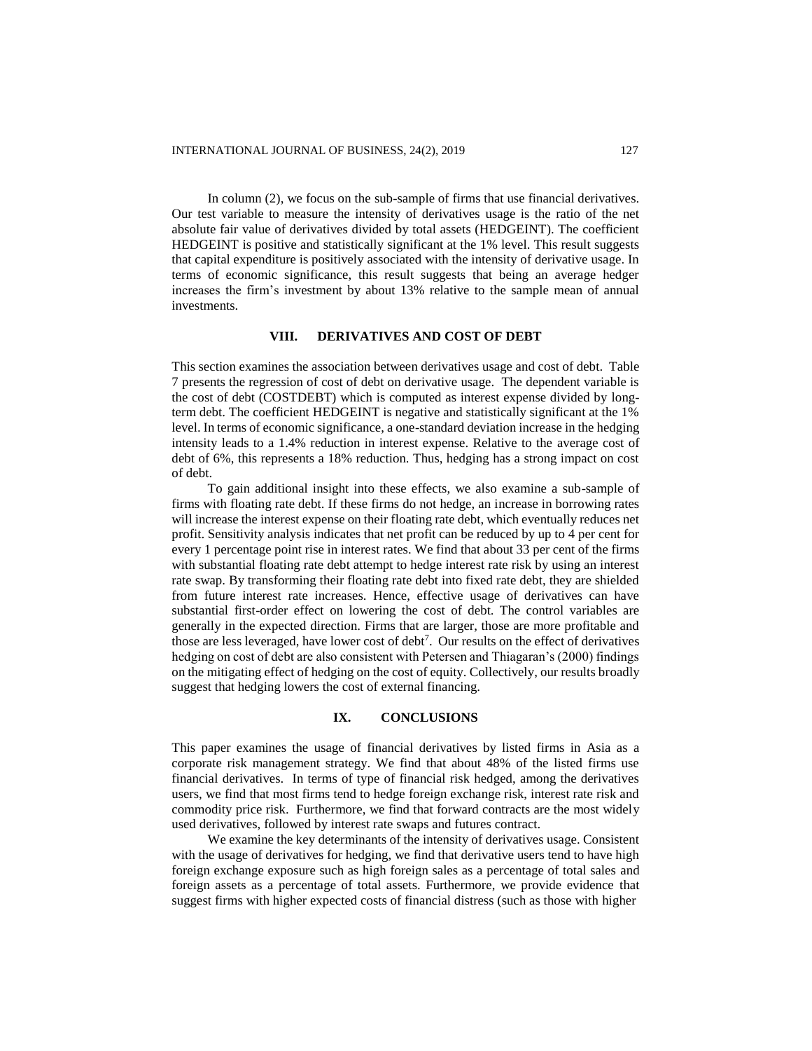In column (2), we focus on the sub-sample of firms that use financial derivatives. Our test variable to measure the intensity of derivatives usage is the ratio of the net absolute fair value of derivatives divided by total assets (HEDGEINT). The coefficient HEDGEINT is positive and statistically significant at the 1% level. This result suggests that capital expenditure is positively associated with the intensity of derivative usage. In terms of economic significance, this result suggests that being an average hedger increases the firm's investment by about 13% relative to the sample mean of annual investments.

## VIII. DERIVATIVES AND COST OF DEBT

This section examines the association between derivatives usage and cost of debt. Table 7 presents the regression of cost of debt on derivative usage. The dependent variable is the cost of debt (COSTDEBT) which is computed as interest expense divided by long-term debt. The coefficient HEDGEINT is negative and statistically significant at the 1% level. In terms of economic significance, a one-standard deviation increase in the hedging intensity leads to a 1.4% reduction in interest expense. Relative to the average cost of debt of 6%, this represents a 18% reduction. Thus, hedging has a strong impact on cost of debt.

To gain additional insight into these effects, we also examine a sub-sample of firms with floating rate debt. If these firms do not hedge, an increase in borrowing rates will increase the interest expense on their floating rate debt, which eventually reduces net profit. Sensitivity analysis indicates that net profit can be reduced by up to 4 per cent for every 1 percentage point rise in interest rates. We find that about 33 per cent of the firms with substantial floating rate debt attempt to hedge interest rate risk by using an interest rate swap. By transforming their floating rate debt into fixed rate debt, they are shielded from future interest rate increases. Hence, effective usage of derivatives can have substantial first-order effect on lowering the cost of debt. The control variables are generally in the expected direction. Firms that are larger, those are more profitable and those are less leveraged, have lower cost of debt[7]. Our results on the effect of derivatives hedging on cost of debt are also consistent with Petersen and Thiagaran's (2000) findings on the mitigating effect of hedging on the cost of equity. Collectively, our results broadly suggest that hedging lowers the cost of external financing.

## IX. CONCLUSIONS

This paper examines the usage of financial derivatives by listed firms in Asia as a corporate risk management strategy. We find that about 48% of the listed firms use financial derivatives. In terms of type of financial risk hedged, among the derivatives users, we find that most firms tend to hedge foreign exchange risk, interest rate risk and commodity price risk. Furthermore, we find that forward contracts are the most widely used derivatives, followed by interest rate swaps and futures contract.

We examine the key determinants of the intensity of derivatives usage. Consistent with the usage of derivatives for hedging, we find that derivative users tend to have high foreign exchange exposure such as high foreign sales as a percentage of total sales and foreign assets as a percentage of total assets. Furthermore, we provide evidence that suggest firms with higher expected costs of financial distress (such as those with higher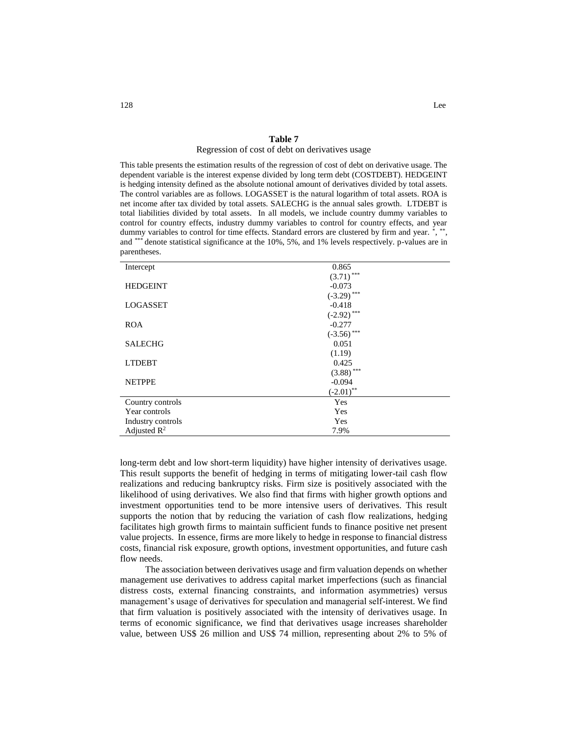**Table 7**

Regression of cost of debt on derivatives usage

This table presents the estimation results of the regression of cost of debt on derivative usage. The dependent variable is the interest expense divided by long term debt (COSTDEBT). HEDGEINT is hedging intensity defined as the absolute notional amount of derivatives divided by total assets. The control variables are as follows. LOGASSET is the natural logarithm of total assets. ROA is net income after tax divided by total assets. SALECHG is the annual sales growth. LTDEBT is total liabilities divided by total assets. In all models, we include country dummy variables to control for country effects, industry dummy variables to control for country effects, and year dummy variables to control for time effects. Standard errors are clustered by firm and year. *, **, and *** denote statistical significance at the 10%, 5%, and 1% levels respectively. p-values are in parentheses.

| | |
|---|---|
| Intercept | 0.865 |
| | (3.71)*** |
| HEDGEINT | -0.073 |
| | (-3.29)*** |
| LOGASSET | -0.418 |
| | (-2.92)*** |
| ROA | -0.277 |
| | (-3.56)*** |
| SALECHG | 0.051 |
| | (1.19) |
| LTDEBT | 0.425 |
| | (3.88)*** |
| NETPPE | -0.094 |
| | (-2.01)** |
| Country controls | Yes |
| Year controls | Yes |
| Industry controls | Yes |
| Adjusted $R^2$ | 7.9% |

long-term debt and low short-term liquidity) have higher intensity of derivatives usage. This result supports the benefit of hedging in terms of mitigating lower-tail cash flow realizations and reducing bankruptcy risks. Firm size is positively associated with the likelihood of using derivatives. We also find that firms with higher growth options and investment opportunities tend to be more intensive users of derivatives. This result supports the notion that by reducing the variation of cash flow realizations, hedging facilitates high growth firms to maintain sufficient funds to finance positive net present value projects. In essence, firms are more likely to hedge in response to financial distress costs, financial risk exposure, growth options, investment opportunities, and future cash flow needs.

The association between derivatives usage and firm valuation depends on whether management use derivatives to address capital market imperfections (such as financial distress costs, external financing constraints, and information asymmetries) versus management's usage of derivatives for speculation and managerial self-interest. We find that firm valuation is positively associated with the intensity of derivatives usage. In terms of economic significance, we find that derivatives usage increases shareholder value, between US$ 26 million and US$ 74 million, representing about 2% to 5% of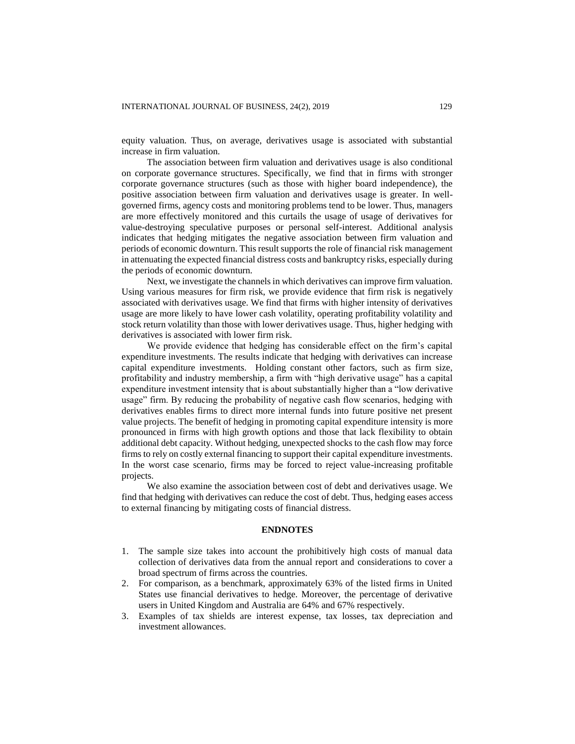equity valuation. Thus, on average, derivatives usage is associated with substantial increase in firm valuation.

The association between firm valuation and derivatives usage is also conditional on corporate governance structures. Specifically, we find that in firms with stronger corporate governance structures (such as those with higher board independence), the positive association between firm valuation and derivatives usage is greater. In well-governed firms, agency costs and monitoring problems tend to be lower. Thus, managers are more effectively monitored and this curtails the usage of usage of derivatives for value-destroying speculative purposes or personal self-interest. Additional analysis indicates that hedging mitigates the negative association between firm valuation and periods of economic downturn. This result supports the role of financial risk management in attenuating the expected financial distress costs and bankruptcy risks, especially during the periods of economic downturn.

Next, we investigate the channels in which derivatives can improve firm valuation. Using various measures for firm risk, we provide evidence that firm risk is negatively associated with derivatives usage. We find that firms with higher intensity of derivatives usage are more likely to have lower cash volatility, operating profitability volatility and stock return volatility than those with lower derivatives usage. Thus, higher hedging with derivatives is associated with lower firm risk.

We provide evidence that hedging has considerable effect on the firm's capital expenditure investments. The results indicate that hedging with derivatives can increase capital expenditure investments. Holding constant other factors, such as firm size, profitability and industry membership, a firm with "high derivative usage" has a capital expenditure investment intensity that is about substantially higher than a "low derivative usage" firm. By reducing the probability of negative cash flow scenarios, hedging with derivatives enables firms to direct more internal funds into future positive net present value projects. The benefit of hedging in promoting capital expenditure intensity is more pronounced in firms with high growth options and those that lack flexibility to obtain additional debt capacity. Without hedging, unexpected shocks to the cash flow may force firms to rely on costly external financing to support their capital expenditure investments. In the worst case scenario, firms may be forced to reject value-increasing profitable projects.

We also examine the association between cost of debt and derivatives usage. We find that hedging with derivatives can reduce the cost of debt. Thus, hedging eases access to external financing by mitigating costs of financial distress.

## ENDNOTES

1. The sample size takes into account the prohibitively high costs of manual data collection of derivatives data from the annual report and considerations to cover a broad spectrum of firms across the countries.
2. For comparison, as a benchmark, approximately 63% of the listed firms in United States use financial derivatives to hedge. Moreover, the percentage of derivative users in United Kingdom and Australia are 64% and 67% respectively.
3. Examples of tax shields are interest expense, tax losses, tax depreciation and investment allowances.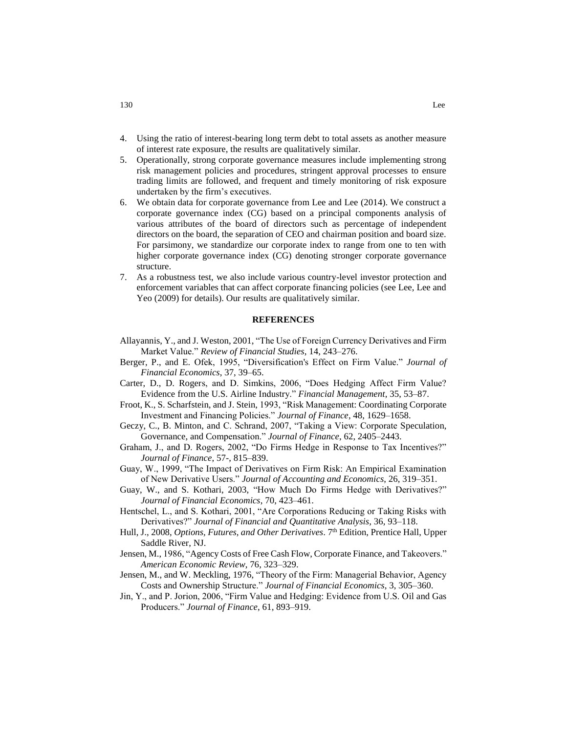4. Using the ratio of interest-bearing long term debt to total assets as another measure of interest rate exposure, the results are qualitatively similar.
5. Operationally, strong corporate governance measures include implementing strong risk management policies and procedures, stringent approval processes to ensure trading limits are followed, and frequent and timely monitoring of risk exposure undertaken by the firm's executives.
6. We obtain data for corporate governance from Lee and Lee (2014). We construct a corporate governance index (CG) based on a principal components analysis of various attributes of the board of directors such as percentage of independent directors on the board, the separation of CEO and chairman position and board size. For parsimony, we standardize our corporate index to range from one to ten with higher corporate governance index (CG) denoting stronger corporate governance structure.
7. As a robustness test, we also include various country-level investor protection and enforcement variables that can affect corporate financing policies (see Lee, Lee and Yeo (2009) for details). Our results are qualitatively similar.

## REFERENCES

Allayannis, Y., and J. Weston, 2001, "The Use of Foreign Currency Derivatives and Firm Market Value." *Review of Financial Studies*, 14, 243–276.

Berger, P., and E. Ofek, 1995, "Diversification's Effect on Firm Value." *Journal of Financial Economics*, 37, 39–65.

Carter, D., D. Rogers, and D. Simkins, 2006, "Does Hedging Affect Firm Value? Evidence from the U.S. Airline Industry." *Financial Management*, 35, 53–87.

Froot, K., S. Scharfstein, and J. Stein, 1993, "Risk Management: Coordinating Corporate Investment and Financing Policies." *Journal of Finance*, 48, 1629–1658.

Geczy, C., B. Minton, and C. Schrand, 2007, "Taking a View: Corporate Speculation, Governance, and Compensation." *Journal of Finance*, 62, 2405–2443.

Graham, J., and D. Rogers, 2002, "Do Firms Hedge in Response to Tax Incentives?" *Journal of Finance*, 57-, 815–839.

Guay, W., 1999, "The Impact of Derivatives on Firm Risk: An Empirical Examination of New Derivative Users." *Journal of Accounting and Economics*, 26, 319–351.

Guay, W., and S. Kothari, 2003, "How Much Do Firms Hedge with Derivatives?" *Journal of Financial Economics*, 70, 423–461.

Hentschel, L., and S. Kothari, 2001, "Are Corporations Reducing or Taking Risks with Derivatives?" *Journal of Financial and Quantitative Analysis*, 36, 93–118.

Hull, J., 2008, *Options, Futures, and Other Derivatives*. 7th Edition, Prentice Hall, Upper Saddle River, NJ.

Jensen, M., 1986, "Agency Costs of Free Cash Flow, Corporate Finance, and Takeovers." *American Economic Review*, 76, 323–329.

Jensen, M., and W. Meckling, 1976, "Theory of the Firm: Managerial Behavior, Agency Costs and Ownership Structure." *Journal of Financial Economics*, 3, 305–360.

Jin, Y., and P. Jorion, 2006, "Firm Value and Hedging: Evidence from U.S. Oil and Gas Producers." *Journal of Finance*, 61, 893–919.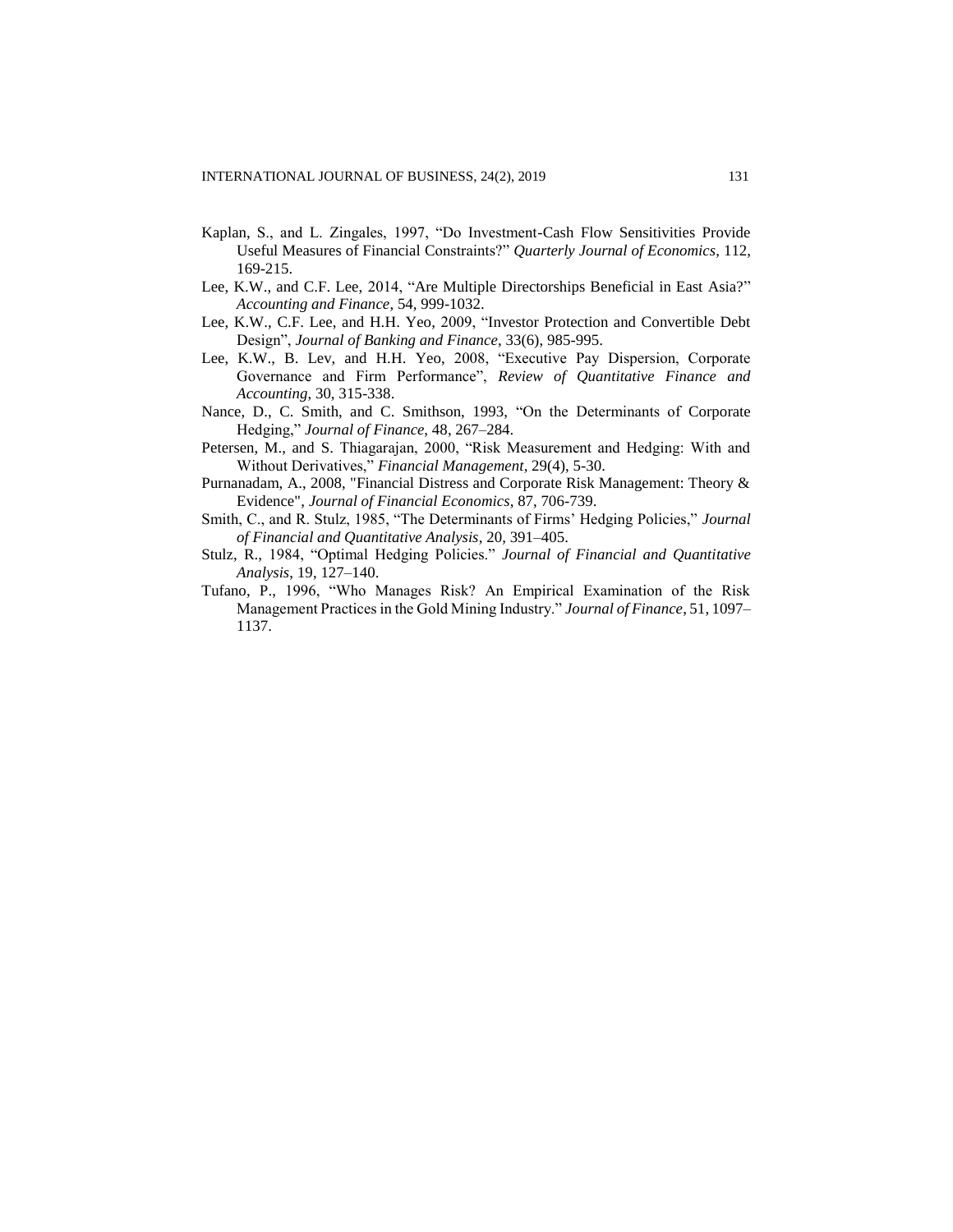Kaplan, S., and L. Zingales, 1997, "Do Investment-Cash Flow Sensitivities Provide Useful Measures of Financial Constraints?" *Quarterly Journal of Economics*, 112, 169-215.

Lee, K.W., and C.F. Lee, 2014, "Are Multiple Directorships Beneficial in East Asia?" *Accounting and Finance*, 54, 999-1032.

Lee, K.W., C.F. Lee, and H.H. Yeo, 2009, "Investor Protection and Convertible Debt Design", *Journal of Banking and Finance*, 33(6), 985-995.

Lee, K.W., B. Lev, and H.H. Yeo, 2008, "Executive Pay Dispersion, Corporate Governance and Firm Performance", *Review of Quantitative Finance and Accounting*, 30, 315-338.

Nance, D., C. Smith, and C. Smithson, 1993, "On the Determinants of Corporate Hedging," *Journal of Finance*, 48, 267–284.

Petersen, M., and S. Thiagarajan, 2000, "Risk Measurement and Hedging: With and Without Derivatives," *Financial Management*, 29(4), 5-30.

Purnanadam, A., 2008, "Financial Distress and Corporate Risk Management: Theory & Evidence", *Journal of Financial Economics*, 87, 706-739.

Smith, C., and R. Stulz, 1985, "The Determinants of Firms' Hedging Policies," *Journal of Financial and Quantitative Analysis*, 20, 391–405.

Stulz, R., 1984, "Optimal Hedging Policies." *Journal of Financial and Quantitative Analysis*, 19, 127–140.

Tufano, P., 1996, "Who Manages Risk? An Empirical Examination of the Risk Management Practices in the Gold Mining Industry." *Journal of Finance*, 51, 1097–1137.